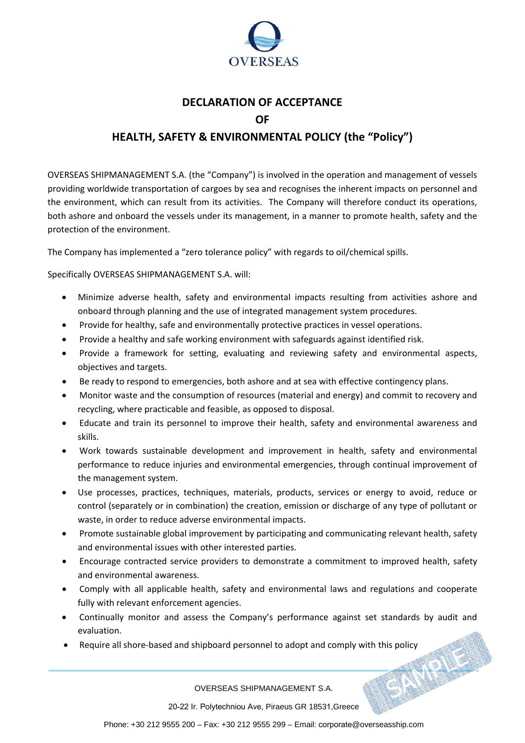OVERSEAS

# DECLARATION OF ACCEPTANCE
# OF
# HEALTH, SAFETY & ENVIRONMENTAL POLICY (the "Policy")

OVERSEAS SHIPMANAGEMENT S.A. (the "Company") is involved in the operation and management of vessels providing worldwide transportation of cargoes by sea and recognises the inherent impacts on personnel and the environment, which can result from its activities. The Company will therefore conduct its operations, both ashore and onboard the vessels under its management, in a manner to promote health, safety and the protection of the environment.

The Company has implemented a "zero tolerance policy" with regards to oil/chemical spills.

Specifically OVERSEAS SHIPMANAGEMENT S.A. will:

- Minimize adverse health, safety and environmental impacts resulting from activities ashore and onboard through planning and the use of integrated management system procedures.
- Provide for healthy, safe and environmentally protective practices in vessel operations.
- Provide a healthy and safe working environment with safeguards against identified risk.
- Provide a framework for setting, evaluating and reviewing safety and environmental aspects, objectives and targets.
- Be ready to respond to emergencies, both ashore and at sea with effective contingency plans.
- Monitor waste and the consumption of resources (material and energy) and commit to recovery and recycling, where practicable and feasible, as opposed to disposal.
- Educate and train its personnel to improve their health, safety and environmental awareness and skills.
- Work towards sustainable development and improvement in health, safety and environmental performance to reduce injuries and environmental emergencies, through continual improvement of the management system.
- Use processes, practices, techniques, materials, products, services or energy to avoid, reduce or control (separately or in combination) the creation, emission or discharge of any type of pollutant or waste, in order to reduce adverse environmental impacts.
- Promote sustainable global improvement by participating and communicating relevant health, safety and environmental issues with other interested parties.
- Encourage contracted service providers to demonstrate a commitment to improved health, safety and environmental awareness.
- Comply with all applicable health, safety and environmental laws and regulations and cooperate fully with relevant enforcement agencies.
- Continually monitor and assess the Company's performance against set standards by audit and evaluation.
- Require all shore-based and shipboard personnel to adopt and comply with this policy

SAMPLE

OVERSEAS SHIPMANAGEMENT S.A.

20-22 Ir. Polytechniou Ave, Piraeus GR 18531,Greece

Phone: +30 212 9555 200 – Fax: +30 212 9555 299 – Email: corporate@overseasship.com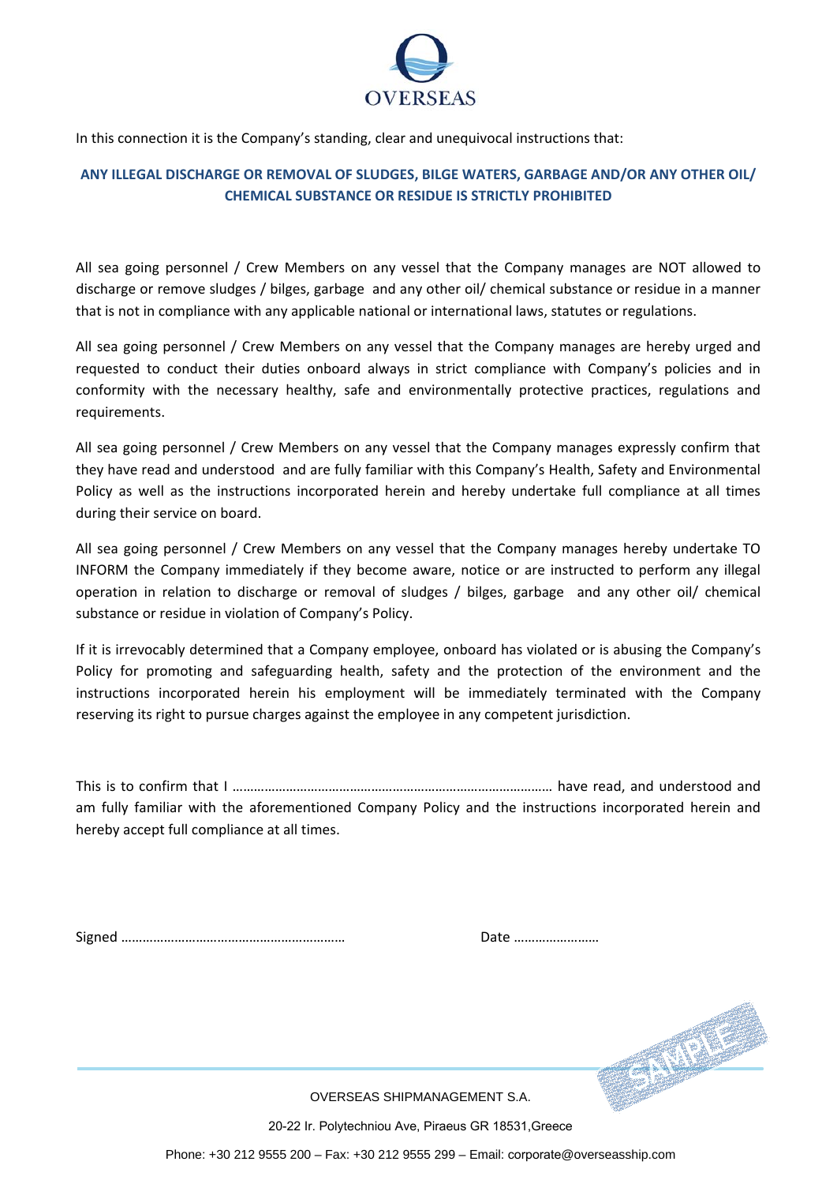In this connection it is the Company's standing, clear and unequivocal instructions that:

**ANY ILLEGAL DISCHARGE OR REMOVAL OF SLUDGES, BILGE WATERS, GARBAGE AND/OR ANY OTHER OIL/ CHEMICAL SUBSTANCE OR RESIDUE IS STRICTLY PROHIBITED**

All sea going personnel / Crew Members on any vessel that the Company manages are NOT allowed to discharge or remove sludges / bilges, garbage and any other oil/ chemical substance or residue in a manner that is not in compliance with any applicable national or international laws, statutes or regulations.

All sea going personnel / Crew Members on any vessel that the Company manages are hereby urged and requested to conduct their duties onboard always in strict compliance with Company's policies and in conformity with the necessary healthy, safe and environmentally protective practices, regulations and requirements.

All sea going personnel / Crew Members on any vessel that the Company manages expressly confirm that they have read and understood and are fully familiar with this Company's Health, Safety and Environmental Policy as well as the instructions incorporated herein and hereby undertake full compliance at all times during their service on board.

All sea going personnel / Crew Members on any vessel that the Company manages hereby undertake TO INFORM the Company immediately if they become aware, notice or are instructed to perform any illegal operation in relation to discharge or removal of sludges / bilges, garbage and any other oil/ chemical substance or residue in violation of Company's Policy.

If it is irrevocably determined that a Company employee, onboard has violated or is abusing the Company's Policy for promoting and safeguarding health, safety and the protection of the environment and the instructions incorporated herein his employment will be immediately terminated with the Company reserving its right to pursue charges against the employee in any competent jurisdiction.

This is to confirm that I ……………………………………………………………………………… have read, and understood and am fully familiar with the aforementioned Company Policy and the instructions incorporated herein and hereby accept full compliance at all times.

Signed ……………………………………………………… Date ……………………

SAMPLE

OVERSEAS SHIPMANAGEMENT S.A.

20-22 Ir. Polytechniou Ave, Piraeus GR 18531,Greece

Phone: +30 212 9555 200 – Fax: +30 212 9555 299 – Email: corporate@overseasship.com